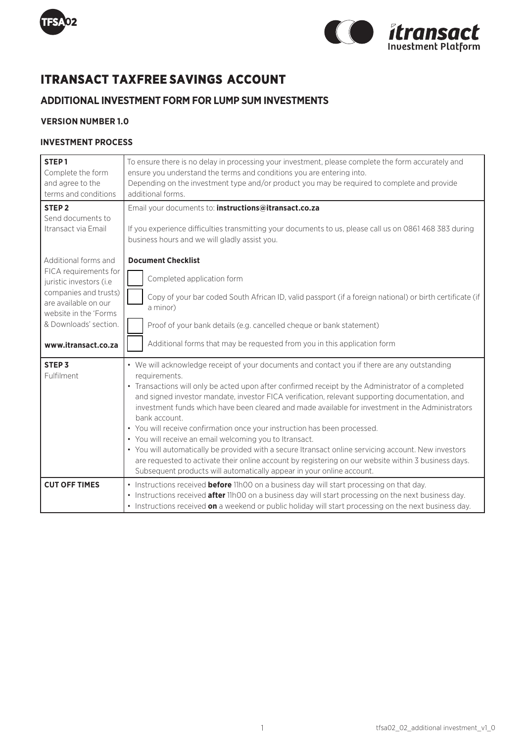# ITRANSACT TAXFREE SAVINGS ACCOUNT

## ADDITIONAL INVESTMENT FORM FOR LUMP SUM INVESTMENTS

### VERSION NUMBER 1.0

### INVESTMENT PROCESS

| | |
|---|---|
| **STEP 1**<br>Complete the form and agree to the terms and conditions | To ensure there is no delay in processing your investment, please complete the form accurately and ensure you understand the terms and conditions you are entering into.<br>Depending on the investment type and/or product you may be required to complete and provide additional forms. |
| **STEP 2**<br>Send documents to Itransact via Email<br><br>Additional forms and FICA requirements for juristic investors (i.e companies and trusts) are available on our website in the 'Forms & Downloads' section.<br><br>**www.itransact.co.za** | Email your documents to: **instructions@itransact.co.za**<br><br>If you experience difficulties transmitting your documents to us, please call us on 0861 468 383 during business hours and we will gladly assist you.<br><br>**Document Checklist**<br>☐ Completed application form<br>☐ Copy of your bar coded South African ID, valid passport (if a foreign national) or birth certificate (if a minor)<br>☐ Proof of your bank details (e.g. cancelled cheque or bank statement)<br>☐ Additional forms that may be requested from you in this application form |
| **STEP 3**<br>Fulfilment | • We will acknowledge receipt of your documents and contact you if there are any outstanding requirements.<br>• Transactions will only be acted upon after confirmed receipt by the Administrator of a completed and signed investor mandate, investor FICA verification, relevant supporting documentation, and investment funds which have been cleared and made available for investment in the Administrators bank account.<br>• You will receive confirmation once your instruction has been processed.<br>• You will receive an email welcoming you to Itransact.<br>• You will automatically be provided with a secure Itransact online servicing account. New investors are requested to activate their online account by registering on our website within 3 business days. Subsequent products will automatically appear in your online account. |
| **CUT OFF TIMES** | • Instructions received **before** 11h00 on a business day will start processing on that day.<br>• Instructions received **after** 11h00 on a business day will start processing on the next business day.<br>• Instructions received **on** a weekend or public holiday will start processing on the next business day. |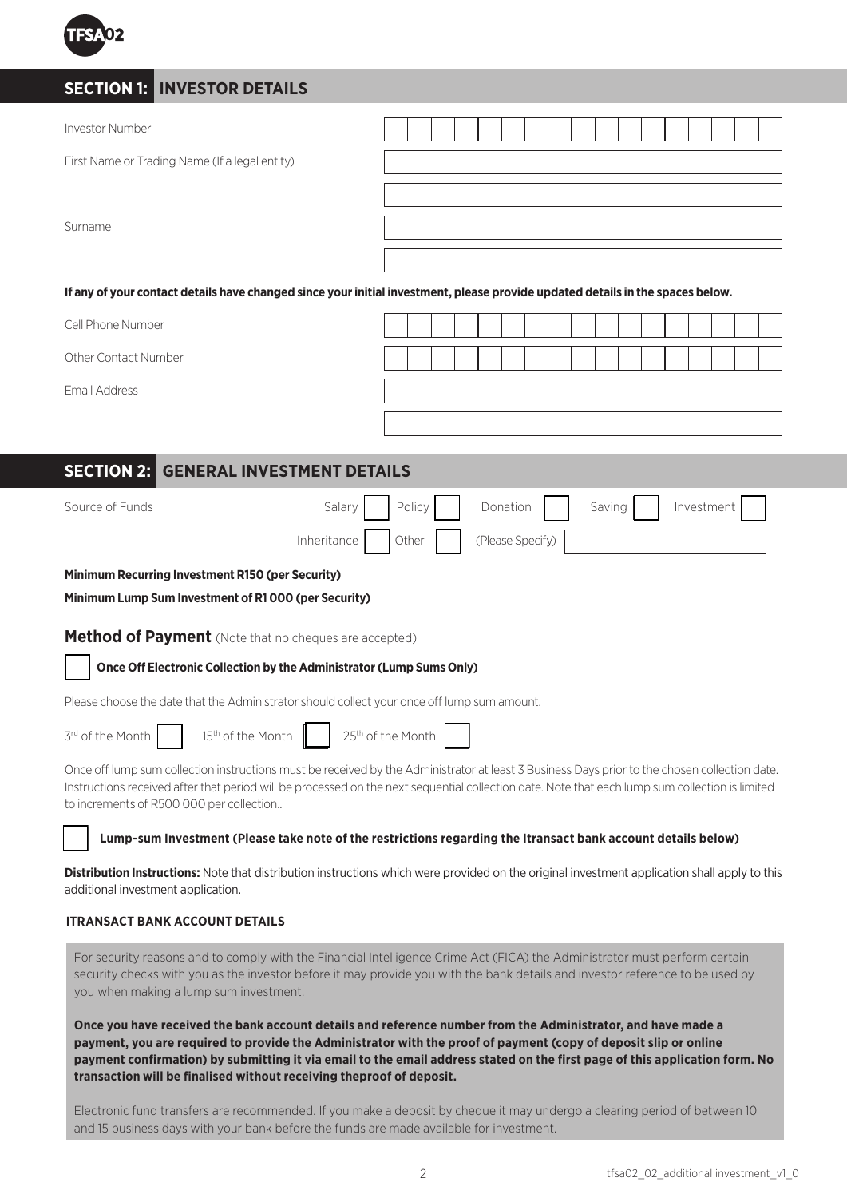## SECTION 1: INVESTOR DETAILS

| | |
|---|---|
| Investor Number | |
| First Name or Trading Name (If a legal entity) | |
| | |
| Surname | |
| | |

**If any of your contact details have changed since your initial investment, please provide updated details in the spaces below.**

| | |
|---|---|
| Cell Phone Number | |
| Other Contact Number | |
| Email Address | |
| | |

## SECTION 2: GENERAL INVESTMENT DETAILS

Source of Funds: Salary ☐ Policy ☐ Donation ☐ Saving ☐ Investment ☐ Inheritance ☐ Other ☐ (Please Specify) ________

**Minimum Recurring Investment R150 (per Security)**

**Minimum Lump Sum Investment of R1 000 (per Security)**

### Method of Payment (Note that no cheques are accepted)

☐ **Once Off Electronic Collection by the Administrator (Lump Sums Only)**

Please choose the date that the Administrator should collect your once off lump sum amount.

3rd of the Month ☐ 15th of the Month ☐ 25th of the Month ☐

Once off lump sum collection instructions must be received by the Administrator at least 3 Business Days prior to the chosen collection date. Instructions received after that period will be processed on the next sequential collection date. Note that each lump sum collection is limited to increments of R500 000 per collection..

☐ **Lump-sum Investment (Please take note of the restrictions regarding the Itransact bank account details below)**

**Distribution Instructions:** Note that distribution instructions which were provided on the original investment application shall apply to this additional investment application.

**ITRANSACT BANK ACCOUNT DETAILS**

For security reasons and to comply with the Financial Intelligence Crime Act (FICA) the Administrator must perform certain security checks with you as the investor before it may provide you with the bank details and investor reference to be used by you when making a lump sum investment.

**Once you have received the bank account details and reference number from the Administrator, and have made a payment, you are required to provide the Administrator with the proof of payment (copy of deposit slip or online payment confirmation) by submitting it via email to the email address stated on the first page of this application form. No transaction will be finalised without receiving theproof of deposit.**

Electronic fund transfers are recommended. If you make a deposit by cheque it may undergo a clearing period of between 10 and 15 business days with your bank before the funds are made available for investment.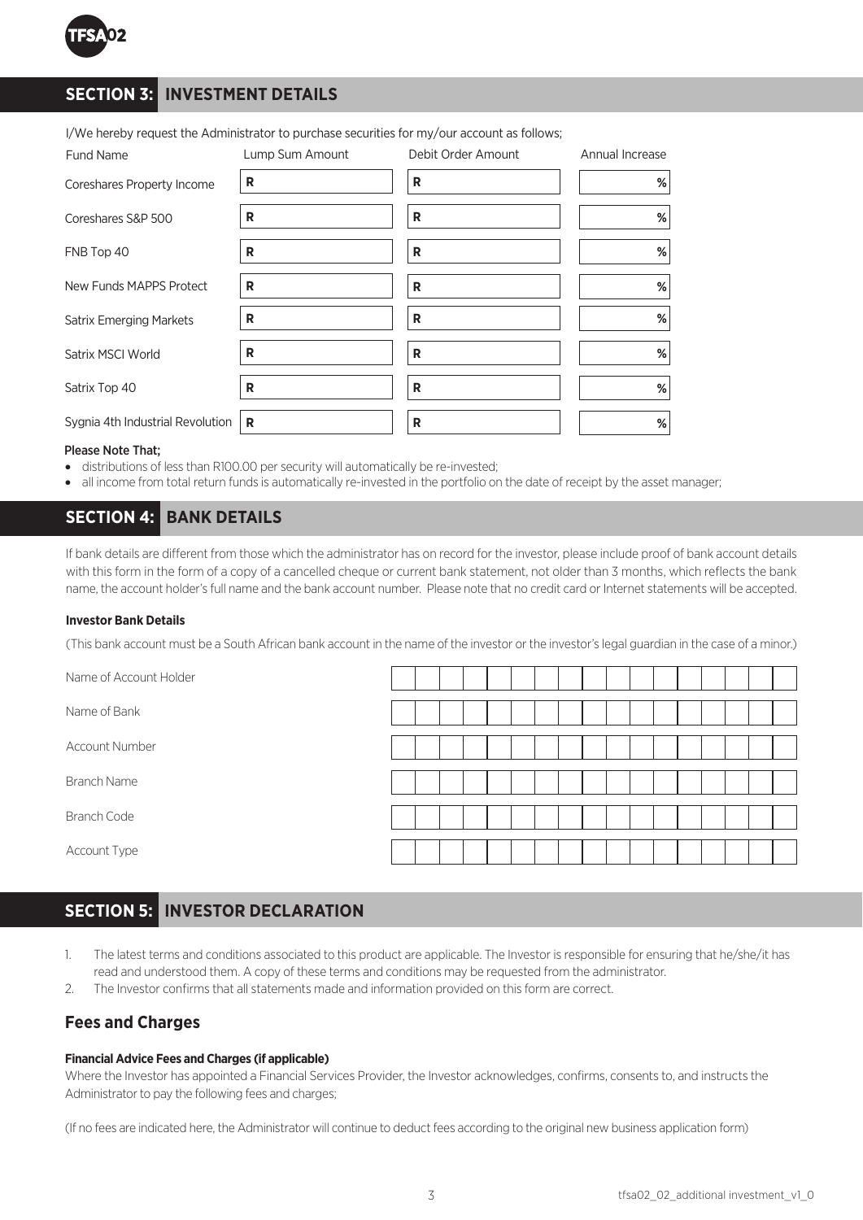## SECTION 3: INVESTMENT DETAILS

I/We hereby request the Administrator to purchase securities for my/our account as follows;

| Fund Name | Lump Sum Amount | Debit Order Amount | Annual Increase |
|---|---|---|---|
| Coreshares Property Income | R | R | % |
| Coreshares S&P 500 | R | R | % |
| FNB Top 40 | R | R | % |
| New Funds MAPPS Protect | R | R | % |
| Satrix Emerging Markets | R | R | % |
| Satrix MSCI World | R | R | % |
| Satrix Top 40 | R | R | % |
| Sygnia 4th Industrial Revolution | R | R | % |

Please Note That;

- distributions of less than R100.00 per security will automatically be re-invested;
- all income from total return funds is automatically re-invested in the portfolio on the date of receipt by the asset manager;

## SECTION 4: BANK DETAILS

If bank details are different from those which the administrator has on record for the investor, please include proof of bank account details with this form in the form of a copy of a cancelled cheque or current bank statement, not older than 3 months, which reflects the bank name, the account holder's full name and the bank account number. Please note that no credit card or Internet statements will be accepted.

**Investor Bank Details**

(This bank account must be a South African bank account in the name of the investor or the investor's legal guardian in the case of a minor.)

| | |
|---|---|
| Name of Account Holder | |
| Name of Bank | |
| Account Number | |
| Branch Name | |
| Branch Code | |
| Account Type | |

## SECTION 5: INVESTOR DECLARATION

1. The latest terms and conditions associated to this product are applicable. The Investor is responsible for ensuring that he/she/it has read and understood them. A copy of these terms and conditions may be requested from the administrator.
2. The Investor confirms that all statements made and information provided on this form are correct.

### Fees and Charges

**Financial Advice Fees and Charges (if applicable)**

Where the Investor has appointed a Financial Services Provider, the Investor acknowledges, confirms, consents to, and instructs the Administrator to pay the following fees and charges;

(If no fees are indicated here, the Administrator will continue to deduct fees according to the original new business application form)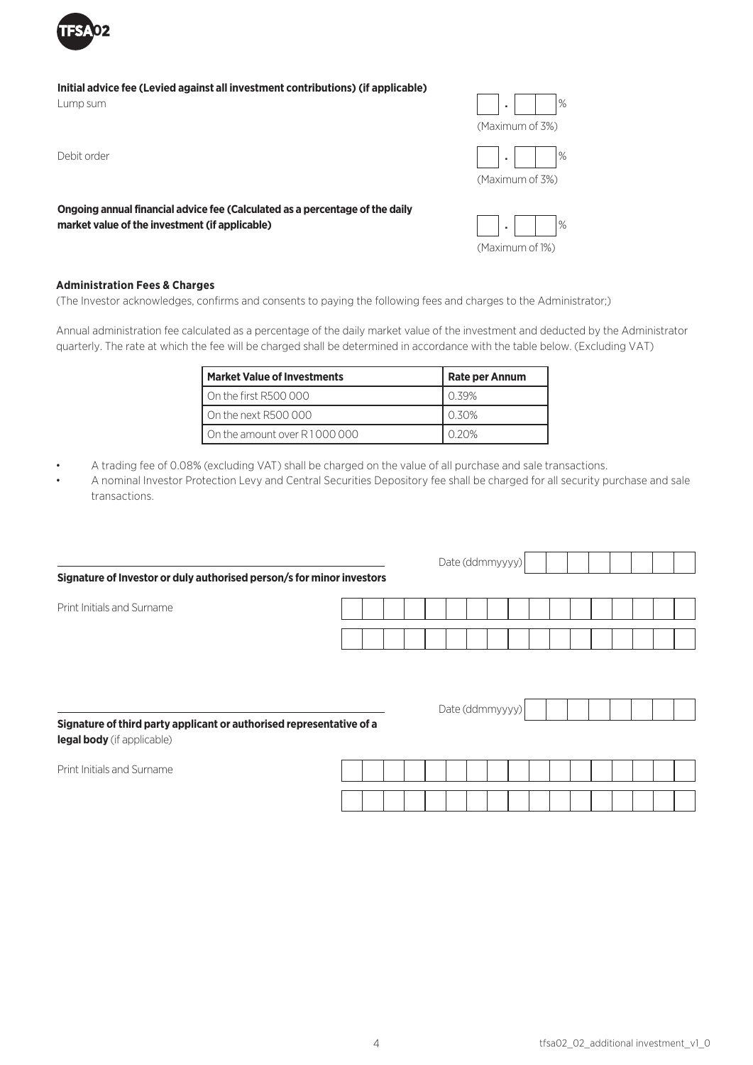**Initial advice fee (Levied against all investment contributions) (if applicable)**

Lump sum

\_\_ . \_\_ \_\_ %

(Maximum of 3%)

Debit order

\_\_ . \_\_ \_\_ %

(Maximum of 3%)

**Ongoing annual financial advice fee (Calculated as a percentage of the daily market value of the investment (if applicable)**

\_\_ . \_\_ \_\_ %

(Maximum of 1%)

**Administration Fees & Charges**

(The Investor acknowledges, confirms and consents to paying the following fees and charges to the Administrator;)

Annual administration fee calculated as a percentage of the daily market value of the investment and deducted by the Administrator quarterly. The rate at which the fee will be charged shall be determined in accordance with the table below. (Excluding VAT)

| Market Value of Investments | Rate per Annum |
| --- | --- |
| On the first R500 000 | 0.39% |
| On the next R500 000 | 0.30% |
| On the amount over R1 000 000 | 0.20% |

- A trading fee of 0.08% (excluding VAT) shall be charged on the value of all purchase and sale transactions.
- A nominal Investor Protection Levy and Central Securities Depository fee shall be charged for all security purchase and sale transactions.

\_\_\_\_\_\_\_\_\_\_\_\_\_\_\_\_\_\_\_\_\_\_\_\_\_\_\_\_\_\_\_\_\_\_\_\_\_\_\_\_

**Signature of Investor or duly authorised person/s for minor investors**

Date (ddmmyyyy)

Print Initials and Surname

\_\_\_\_\_\_\_\_\_\_\_\_\_\_\_\_\_\_\_\_\_\_\_\_\_\_\_\_\_\_\_\_\_\_\_\_\_\_\_\_

**Signature of third party applicant or authorised representative of a legal body** (if applicable)

Date (ddmmyyyy)

Print Initials and Surname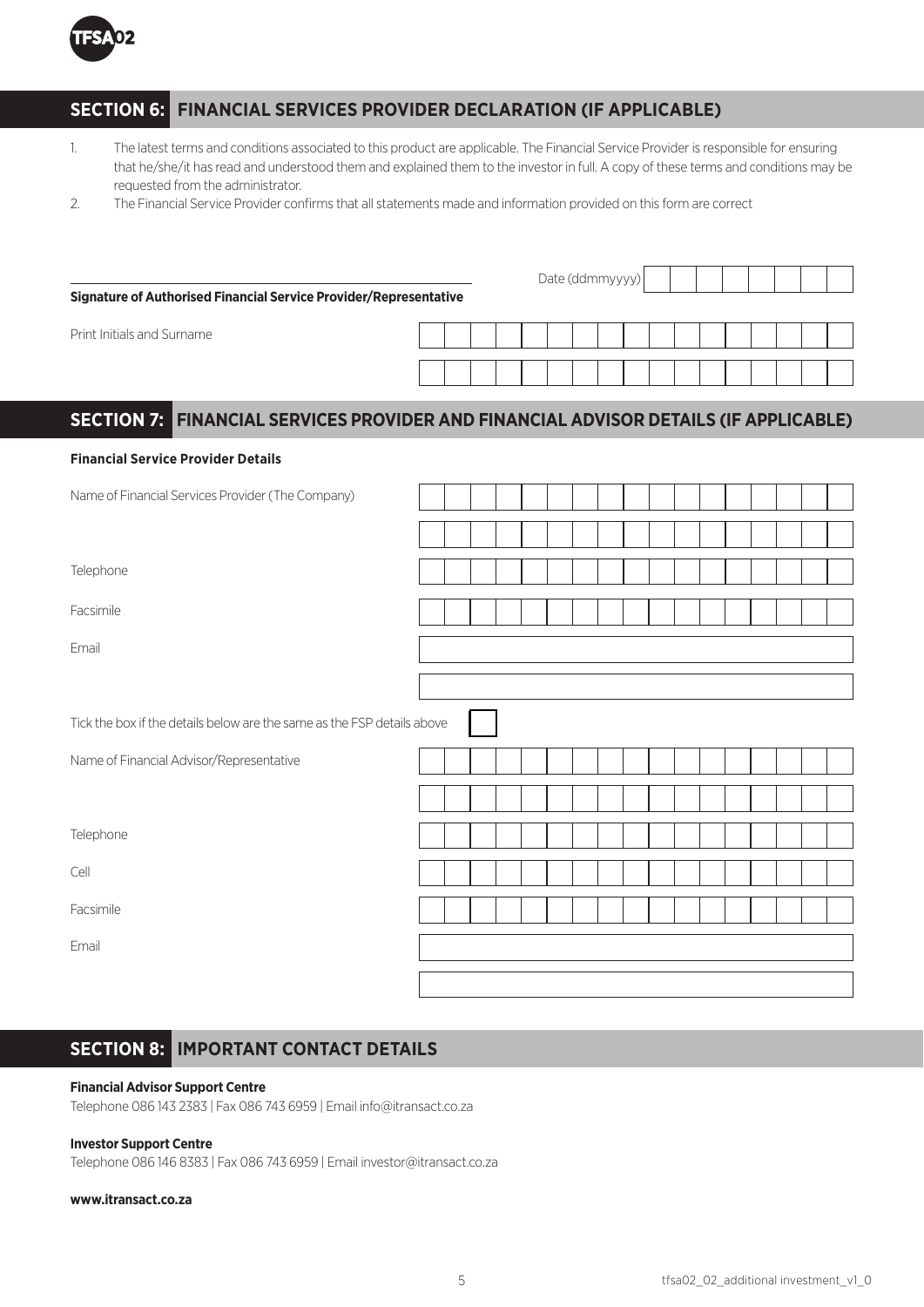## SECTION 6: FINANCIAL SERVICES PROVIDER DECLARATION (IF APPLICABLE)

1. The latest terms and conditions associated to this product are applicable. The Financial Service Provider is responsible for ensuring that he/she/it has read and understood them and explained them to the investor in full. A copy of these terms and conditions may be requested from the administrator.
2. The Financial Service Provider confirms that all statements made and information provided on this form are correct

**Signature of Authorised Financial Service Provider/Representative**

Date (ddmmyyyy)

Print Initials and Surname

## SECTION 7: FINANCIAL SERVICES PROVIDER AND FINANCIAL ADVISOR DETAILS (IF APPLICABLE)

**Financial Service Provider Details**

Name of Financial Services Provider (The Company)

Telephone

Facsimile

Email

Tick the box if the details below are the same as the FSP details above

Name of Financial Advisor/Representative

Telephone

Cell

Facsimile

Email

## SECTION 8: IMPORTANT CONTACT DETAILS

**Financial Advisor Support Centre**
Telephone 086 143 2383 | Fax 086 743 6959 | Email info@itransact.co.za

**Investor Support Centre**
Telephone 086 146 8383 | Fax 086 743 6959 | Email investor@itransact.co.za

**www.itransact.co.za**